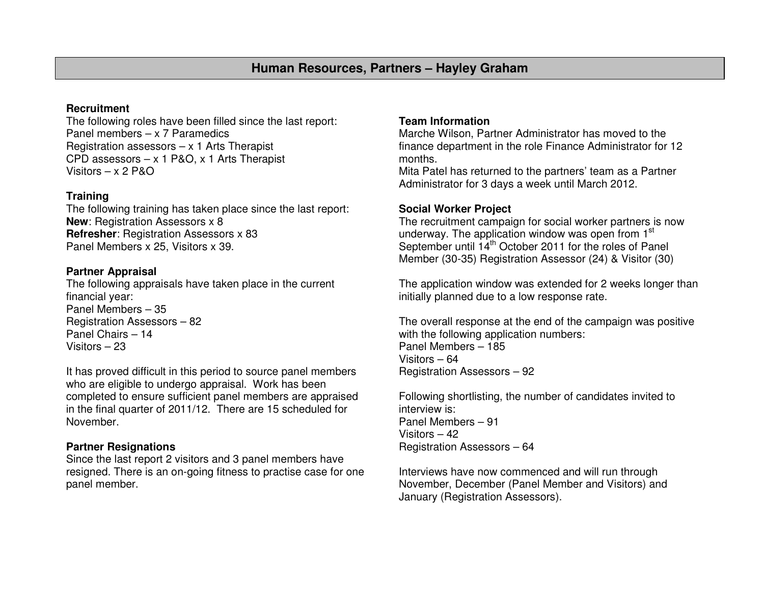# Human Resources, Partners – Hayley Graham

**Recruitment**

The following roles have been filled since the last report:
Panel members – x 7 Paramedics
Registration assessors – x 1 Arts Therapist
CPD assessors – x 1 P&O, x 1 Arts Therapist
Visitors – x 2 P&O

**Training**

The following training has taken place since the last report:
**New**: Registration Assessors x 8
**Refresher**: Registration Assessors x 83
Panel Members x 25, Visitors x 39.

**Partner Appraisal**

The following appraisals have taken place in the current financial year:
Panel Members – 35
Registration Assessors – 82
Panel Chairs – 14
Visitors – 23

It has proved difficult in this period to source panel members who are eligible to undergo appraisal. Work has been completed to ensure sufficient panel members are appraised in the final quarter of 2011/12. There are 15 scheduled for November.

**Partner Resignations**

Since the last report 2 visitors and 3 panel members have resigned. There is an on-going fitness to practise case for one panel member.

**Team Information**

Marche Wilson, Partner Administrator has moved to the finance department in the role Finance Administrator for 12 months.
Mita Patel has returned to the partners' team as a Partner Administrator for 3 days a week until March 2012.

**Social Worker Project**

The recruitment campaign for social worker partners is now underway. The application window was open from 1st September until 14th October 2011 for the roles of Panel Member (30-35) Registration Assessor (24) & Visitor (30)

The application window was extended for 2 weeks longer than initially planned due to a low response rate.

The overall response at the end of the campaign was positive with the following application numbers:
Panel Members – 185
Visitors – 64
Registration Assessors – 92

Following shortlisting, the number of candidates invited to interview is:
Panel Members – 91
Visitors – 42
Registration Assessors – 64

Interviews have now commenced and will run through November, December (Panel Member and Visitors) and January (Registration Assessors).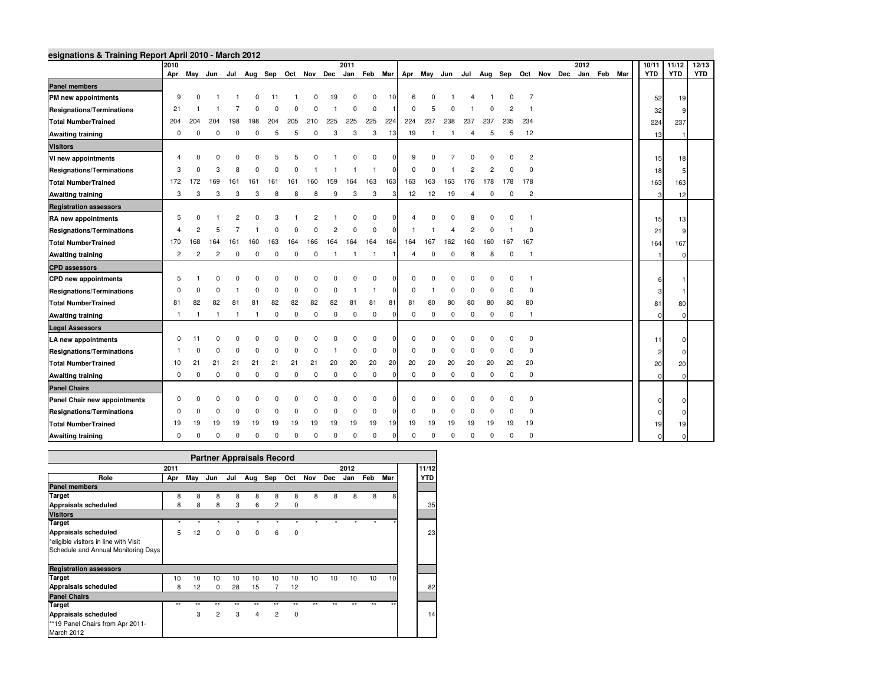## esignations & Training Report April 2010 - March 2012

| | 2010 Apr | May | Jun | Jul | Aug | Sep | Oct | Nov | Dec | 2011 Jan | Feb | Mar | Apr | May | Jun | Jul | Aug | Sep | Oct | Nov | Dec | 2012 Jan | Feb | Mar | 10/11 YTD | 11/12 YTD | 12/13 YTD |
|---|---|---|---|---|---|---|---|---|---|---|---|---|---|---|---|---|---|---|---|---|---|---|---|---|---|---|---|
| **Panel members** | | | | | | | | | | | | | | | | | | | | | | | | | | | |
| **PM new appointments** | 9 | 0 | 1 | 1 | 0 | 11 | 1 | 0 | 19 | 0 | 0 | 10 | 6 | 0 | 1 | 4 | 1 | 0 | 7 | | | | | | 52 | 19 | |
| **Resignations/Terminations** | 21 | 1 | 1 | 7 | 0 | 0 | 0 | 0 | 1 | 0 | 0 | 1 | 0 | 5 | 0 | 1 | 0 | 2 | 1 | | | | | | 32 | 9 | |
| **Total NumberTrained** | 204 | 204 | 204 | 198 | 198 | 204 | 205 | 210 | 225 | 225 | 225 | 224 | 224 | 237 | 238 | 237 | 237 | 235 | 234 | | | | | | 224 | 237 | |
| **Awaiting training** | 0 | 0 | 0 | 0 | 0 | 5 | 5 | 0 | 3 | 3 | 3 | 13 | 19 | 1 | 1 | 4 | 5 | 5 | 12 | | | | | | 13 | 1 | |
| **Visitors** | | | | | | | | | | | | | | | | | | | | | | | | | | | |
| **VI new appointments** | 4 | 0 | 0 | 0 | 0 | 5 | 5 | 0 | 1 | 0 | 0 | 0 | 9 | 0 | 7 | 0 | 0 | 0 | 2 | | | | | | 15 | 18 | |
| **Resignations/Terminations** | 3 | 0 | 3 | 8 | 0 | 0 | 0 | 1 | 1 | 1 | 1 | 0 | 0 | 0 | 1 | 2 | 2 | 0 | 0 | | | | | | 18 | 5 | |
| **Total NumberTrained** | 172 | 172 | 169 | 161 | 161 | 161 | 161 | 160 | 159 | 164 | 163 | 163 | 163 | 163 | 163 | 176 | 178 | 178 | 178 | | | | | | 163 | 163 | |
| **Awaiting training** | 3 | 3 | 3 | 3 | 3 | 8 | 8 | 8 | 9 | 3 | 3 | 3 | 12 | 12 | 19 | 4 | 0 | 0 | 2 | | | | | | 3 | 12 | |
| **Registration assessors** | | | | | | | | | | | | | | | | | | | | | | | | | | | |
| **RA new appointments** | 5 | 0 | 1 | 2 | 0 | 3 | 1 | 2 | 1 | 0 | 0 | 0 | 4 | 0 | 0 | 8 | 0 | 0 | 1 | | | | | | 15 | 13 | |
| **Resignations/Terminations** | 4 | 2 | 5 | 7 | 1 | 0 | 0 | 0 | 2 | 0 | 0 | 0 | 1 | 1 | 4 | 2 | 0 | 1 | 0 | | | | | | 21 | 9 | |
| **Total NumberTrained** | 170 | 168 | 164 | 161 | 160 | 163 | 164 | 166 | 164 | 164 | 164 | 164 | 164 | 167 | 162 | 160 | 160 | 167 | 167 | | | | | | 164 | 167 | |
| **Awaiting training** | 2 | 2 | 2 | 0 | 0 | 0 | 0 | 0 | 1 | 1 | 1 | 1 | 4 | 0 | 0 | 8 | 8 | 0 | 1 | | | | | | 1 | 0 | |
| **CPD assessors** | | | | | | | | | | | | | | | | | | | | | | | | | | | |
| **CPD new appointments** | 5 | 1 | 0 | 0 | 0 | 0 | 0 | 0 | 0 | 0 | 0 | 0 | 0 | 0 | 0 | 0 | 0 | 0 | 1 | | | | | | 6 | 1 | |
| **Resignations/Terminations** | 0 | 0 | 0 | 1 | 0 | 0 | 0 | 0 | 0 | 1 | 1 | 0 | 0 | 1 | 0 | 0 | 0 | 0 | 0 | | | | | | 3 | 1 | |
| **Total NumberTrained** | 81 | 82 | 82 | 81 | 81 | 82 | 82 | 82 | 82 | 81 | 81 | 81 | 81 | 80 | 80 | 80 | 80 | 80 | 80 | | | | | | 81 | 80 | |
| **Awaiting training** | 1 | 1 | 1 | 1 | 1 | 0 | 0 | 0 | 0 | 0 | 0 | 0 | 0 | 0 | 0 | 0 | 0 | 0 | 1 | | | | | | 0 | 0 | |
| **Legal Assessors** | | | | | | | | | | | | | | | | | | | | | | | | | | | |
| **LA new appointments** | 0 | 11 | 0 | 0 | 0 | 0 | 0 | 0 | 0 | 0 | 0 | 0 | 0 | 0 | 0 | 0 | 0 | 0 | 0 | | | | | | 11 | 0 | |
| **Resignations/Terminations** | 1 | 0 | 0 | 0 | 0 | 0 | 0 | 0 | 1 | 0 | 0 | 0 | 0 | 0 | 0 | 0 | 0 | 0 | 0 | | | | | | 2 | 0 | |
| **Total NumberTrained** | 10 | 21 | 21 | 21 | 21 | 21 | 21 | 21 | 20 | 20 | 20 | 20 | 20 | 20 | 20 | 20 | 20 | 20 | 20 | | | | | | 20 | 20 | |
| **Awaiting training** | 0 | 0 | 0 | 0 | 0 | 0 | 0 | 0 | 0 | 0 | 0 | 0 | 0 | 0 | 0 | 0 | 0 | 0 | 0 | | | | | | 0 | 0 | |
| **Panel Chairs** | | | | | | | | | | | | | | | | | | | | | | | | | | | |
| **Panel Chair new appointments** | 0 | 0 | 0 | 0 | 0 | 0 | 0 | 0 | 0 | 0 | 0 | 0 | 0 | 0 | 0 | 0 | 0 | 0 | 0 | | | | | | 0 | 0 | |
| **Resignations/Terminations** | 0 | 0 | 0 | 0 | 0 | 0 | 0 | 0 | 0 | 0 | 0 | 0 | 0 | 0 | 0 | 0 | 0 | 0 | 0 | | | | | | 0 | 0 | |
| **Total NumberTrained** | 19 | 19 | 19 | 19 | 19 | 19 | 19 | 19 | 19 | 19 | 19 | 19 | 19 | 19 | 19 | 19 | 19 | 19 | 19 | | | | | | 19 | 19 | |
| **Awaiting training** | 0 | 0 | 0 | 0 | 0 | 0 | 0 | 0 | 0 | 0 | 0 | 0 | 0 | 0 | 0 | 0 | 0 | 0 | 0 | | | | | | 0 | 0 | |

## Partner Appraisals Record

| Role | 2011 Apr | May | Jun | Jul | Aug | Sep | Oct | Nov | Dec | 2012 Jan | Feb | Mar | 11/12 YTD |
|---|---|---|---|---|---|---|---|---|---|---|---|---|---|
| **Panel members** | | | | | | | | | | | | | |
| **Target** | 8 | 8 | 8 | 8 | 8 | 8 | 8 | 8 | 8 | 8 | 8 | 8 | |
| **Appraisals scheduled** | 8 | 8 | 8 | 3 | 6 | 2 | 0 | | | | | | 35 |
| **Visitors** | | | | | | | | | | | | | |
| **Target** | * | * | * | * | * | * | * | * | * | * | * | * | |
| **Appraisals scheduled** | 5 | 12 | 0 | 0 | 0 | 6 | 0 | | | | | | 23 |
| *eligible visitors in line with Visit Schedule and Annual Monitoring Days | | | | | | | | | | | | | |
| **Registration assessors** | | | | | | | | | | | | | |
| **Target** | 10 | 10 | 10 | 10 | 10 | 10 | 10 | 10 | 10 | 10 | 10 | 10 | |
| **Appraisals scheduled** | 8 | 12 | 0 | 28 | 15 | 7 | 12 | | | | | | 82 |
| **Panel Chairs** | | | | | | | | | | | | | |
| **Target** | ** | ** | ** | ** | ** | ** | ** | ** | ** | ** | ** | ** | |
| **Appraisals scheduled** | | 3 | 2 | 3 | 4 | 2 | 0 | | | | | | 14 |
| **19 Panel Chairs from Apr 2011-March 2012 | | | | | | | | | | | | | |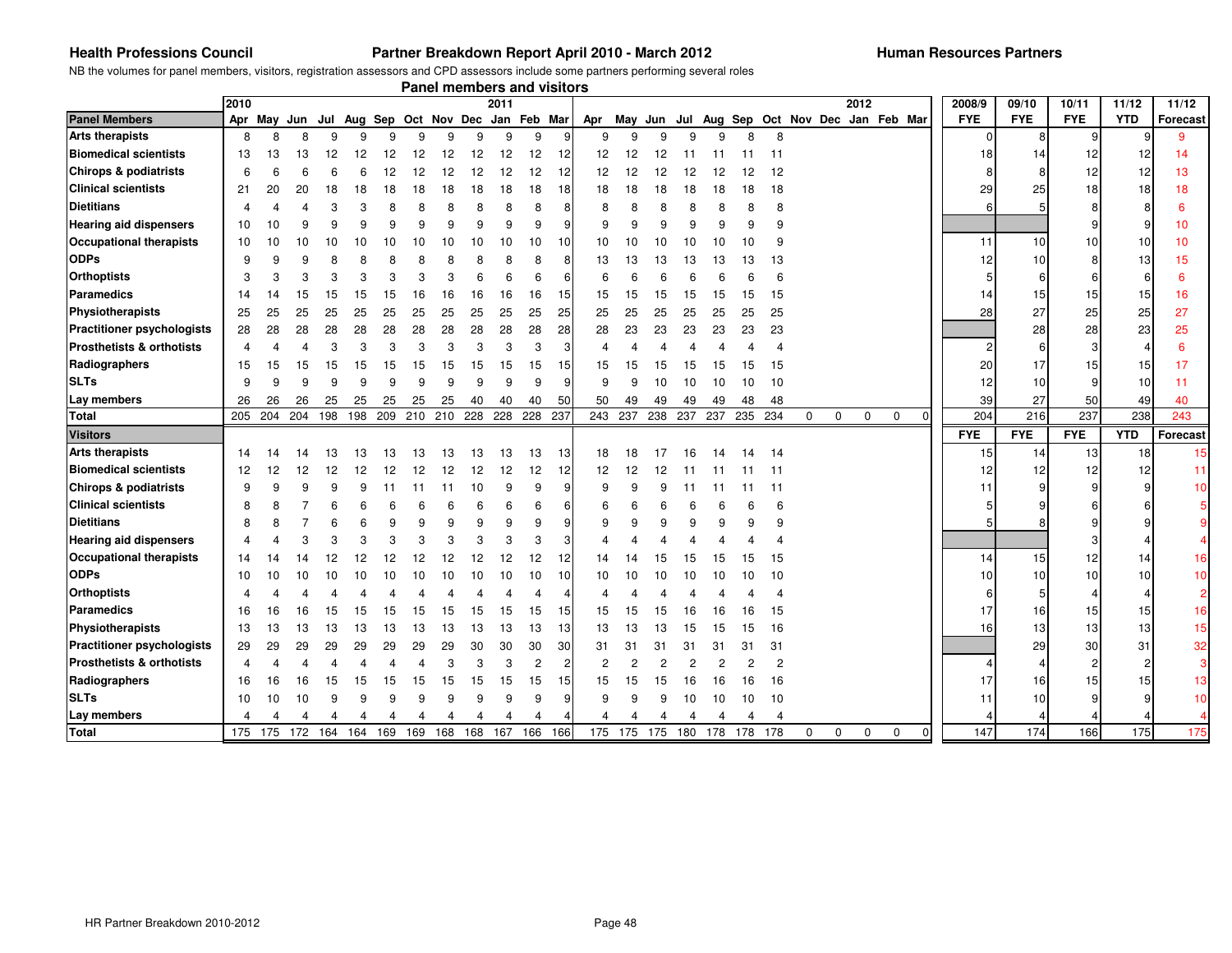**Health Professions Council** **Partner Breakdown Report April 2010 - March 2012** **Human Resources Partners**

NB the volumes for panel members, visitors, registration assessors and CPD assessors include some partners performing several roles

## Panel members and visitors

| | 2010 | | | | | | | | | 2011 | | | | | | | | | | | | | | 2012 | | | 2008/9 | 09/10 | 10/11 | 11/12 | 11/12 |
|---|---|---|---|---|---|---|---|---|---|---|---|---|---|---|---|---|---|---|---|---|---|---|---|---|---|---|---|---|---|---|---|
| **Panel Members** | Apr | May | Jun | Jul | Aug | Sep | Oct | Nov | Dec | Jan | Feb | Mar | Apr | May | Jun | Jul | Aug | Sep | Oct | Nov | Dec | Jan | Feb | Mar | | | FYE | FYE | FYE | YTD | Forecast |
| **Arts therapists** | 8 | 8 | 8 | 9 | 9 | 9 | 9 | 9 | 9 | 9 | 9 | 9 | 9 | 9 | 9 | 9 | 9 | 8 | 8 | | | | | | | | 0 | 8 | 9 | 9 | 9 |
| **Biomedical scientists** | 13 | 13 | 13 | 12 | 12 | 12 | 12 | 12 | 12 | 12 | 12 | 12 | 12 | 12 | 12 | 11 | 11 | 11 | 11 | | | | | | | | 18 | 14 | 12 | 12 | 14 |
| **Chirops & podiatrists** | 6 | 6 | 6 | 6 | 6 | 12 | 12 | 12 | 12 | 12 | 12 | 12 | 12 | 12 | 12 | 12 | 12 | 12 | 12 | | | | | | | | 8 | 8 | 12 | 12 | 13 |
| **Clinical scientists** | 21 | 20 | 20 | 18 | 18 | 18 | 18 | 18 | 18 | 18 | 18 | 18 | 18 | 18 | 18 | 18 | 18 | 18 | 18 | | | | | | | | 29 | 25 | 18 | 18 | 18 |
| **Dietitians** | 4 | 4 | 4 | 3 | 3 | 8 | 8 | 8 | 8 | 8 | 8 | 8 | 8 | 8 | 8 | 8 | 8 | 8 | 8 | | | | | | | | 6 | 5 | 8 | 8 | 6 |
| **Hearing aid dispensers** | 10 | 10 | 9 | 9 | 9 | 9 | 9 | 9 | 9 | 9 | 9 | 9 | 9 | 9 | 9 | 9 | 9 | 9 | 9 | | | | | | | | | | 9 | 9 | 10 |
| **Occupational therapists** | 10 | 10 | 10 | 10 | 10 | 10 | 10 | 10 | 10 | 10 | 10 | 10 | 10 | 10 | 10 | 10 | 10 | 10 | 9 | | | | | | | | 11 | 10 | 10 | 10 | 10 |
| **ODPs** | 9 | 9 | 9 | 8 | 8 | 8 | 8 | 8 | 8 | 8 | 8 | 8 | 13 | 13 | 13 | 13 | 13 | 13 | 13 | | | | | | | | 12 | 10 | 8 | 13 | 15 |
| **Orthoptists** | 3 | 3 | 3 | 3 | 3 | 3 | 3 | 3 | 6 | 6 | 6 | 6 | 6 | 6 | 6 | 6 | 6 | 6 | 6 | | | | | | | | 5 | 6 | 6 | 6 | 6 |
| **Paramedics** | 14 | 14 | 15 | 15 | 15 | 15 | 16 | 16 | 16 | 16 | 16 | 15 | 15 | 15 | 15 | 15 | 15 | 15 | 15 | | | | | | | | 14 | 15 | 15 | 15 | 16 |
| **Physiotherapists** | 25 | 25 | 25 | 25 | 25 | 25 | 25 | 25 | 25 | 25 | 25 | 25 | 25 | 25 | 25 | 25 | 25 | 25 | 25 | | | | | | | | 28 | 27 | 25 | 25 | 27 |
| **Practitioner psychologists** | 28 | 28 | 28 | 28 | 28 | 28 | 28 | 28 | 28 | 28 | 28 | 28 | 28 | 23 | 23 | 23 | 23 | 23 | 23 | | | | | | | | | 28 | 28 | 23 | 25 |
| **Prosthetists & orthotists** | 4 | 4 | 4 | 3 | 3 | 3 | 3 | 3 | 3 | 3 | 3 | 3 | 4 | 4 | 4 | 4 | 4 | 4 | 4 | | | | | | | | 2 | 6 | 3 | 4 | 6 |
| **Radiographers** | 15 | 15 | 15 | 15 | 15 | 15 | 15 | 15 | 15 | 15 | 15 | 15 | 15 | 15 | 15 | 15 | 15 | 15 | 15 | | | | | | | | 20 | 17 | 15 | 15 | 17 |
| **SLTs** | 9 | 9 | 9 | 9 | 9 | 9 | 9 | 9 | 9 | 9 | 9 | 9 | 9 | 9 | 10 | 10 | 10 | 10 | 10 | | | | | | | | 12 | 10 | 9 | 10 | 11 |
| **Lay members** | 26 | 26 | 26 | 25 | 25 | 25 | 25 | 25 | 40 | 40 | 40 | 50 | 50 | 49 | 49 | 49 | 49 | 48 | 48 | | | | | | | | 39 | 27 | 50 | 49 | 40 |
| **Total** | 205 | 204 | 204 | 198 | 198 | 209 | 210 | 210 | 228 | 228 | 228 | 237 | 243 | 237 | 238 | 237 | 237 | 235 | 234 | 0 | 0 | 0 | 0 | 0 | | | 204 | 216 | 237 | 238 | 243 |
| **Visitors** | | | | | | | | | | | | | | | | | | | | | | | | | | | FYE | FYE | FYE | YTD | Forecast |
| **Arts therapists** | 14 | 14 | 14 | 13 | 13 | 13 | 13 | 13 | 13 | 13 | 13 | 13 | 18 | 18 | 17 | 16 | 14 | 14 | 14 | | | | | | | | 15 | 14 | 13 | 18 | 15 |
| **Biomedical scientists** | 12 | 12 | 12 | 12 | 12 | 12 | 12 | 12 | 12 | 12 | 12 | 12 | 12 | 12 | 12 | 11 | 11 | 11 | 11 | | | | | | | | 12 | 12 | 12 | 12 | 11 |
| **Chirops & podiatrists** | 9 | 9 | 9 | 9 | 9 | 11 | 11 | 11 | 10 | 9 | 9 | 9 | 9 | 9 | 9 | 11 | 11 | 11 | 11 | | | | | | | | 11 | 9 | 9 | 9 | 10 |
| **Clinical scientists** | 8 | 8 | 7 | 6 | 6 | 6 | 6 | 6 | 6 | 6 | 6 | 6 | 6 | 6 | 6 | 6 | 6 | 6 | 6 | | | | | | | | 5 | 9 | 6 | 6 | 5 |
| **Dietitians** | 8 | 8 | 7 | 6 | 6 | 9 | 9 | 9 | 9 | 9 | 9 | 9 | 9 | 9 | 9 | 9 | 9 | 9 | 9 | | | | | | | | 5 | 8 | 9 | 9 | 9 |
| **Hearing aid dispensers** | 4 | 4 | 3 | 3 | 3 | 3 | 3 | 3 | 3 | 3 | 3 | 3 | 4 | 4 | 4 | 4 | 4 | 4 | 4 | | | | | | | | | | 3 | 4 | 4 |
| **Occupational therapists** | 14 | 14 | 14 | 12 | 12 | 12 | 12 | 12 | 12 | 12 | 12 | 12 | 14 | 14 | 15 | 15 | 15 | 15 | 15 | | | | | | | | 14 | 15 | 12 | 14 | 16 |
| **ODPs** | 10 | 10 | 10 | 10 | 10 | 10 | 10 | 10 | 10 | 10 | 10 | 10 | 10 | 10 | 10 | 10 | 10 | 10 | 10 | | | | | | | | 10 | 10 | 10 | 10 | 10 |
| **Orthoptists** | 4 | 4 | 4 | 4 | 4 | 4 | 4 | 4 | 4 | 4 | 4 | 4 | 4 | 4 | 4 | 4 | 4 | 4 | 4 | | | | | | | | 6 | 5 | 4 | 4 | 2 |
| **Paramedics** | 16 | 16 | 16 | 15 | 15 | 15 | 15 | 15 | 15 | 15 | 15 | 15 | 15 | 15 | 15 | 16 | 16 | 16 | 15 | | | | | | | | 17 | 16 | 15 | 15 | 16 |
| **Physiotherapists** | 13 | 13 | 13 | 13 | 13 | 13 | 13 | 13 | 13 | 13 | 13 | 13 | 13 | 13 | 13 | 15 | 15 | 15 | 16 | | | | | | | | 16 | 13 | 13 | 13 | 15 |
| **Practitioner psychologists** | 29 | 29 | 29 | 29 | 29 | 29 | 29 | 29 | 29 | 30 | 30 | 30 | 31 | 31 | 31 | 31 | 31 | 31 | 31 | | | | | | | | | 29 | 30 | 31 | 32 |
| **Prosthetists & orthotists** | 4 | 4 | 4 | 4 | 4 | 4 | 4 | 3 | 3 | 3 | 2 | 2 | 2 | 2 | 2 | 2 | 2 | 2 | 2 | | | | | | | | 4 | 4 | 2 | 2 | 3 |
| **Radiographers** | 16 | 16 | 16 | 15 | 15 | 15 | 15 | 15 | 15 | 15 | 15 | 15 | 15 | 15 | 15 | 16 | 16 | 16 | 16 | | | | | | | | 17 | 16 | 15 | 15 | 13 |
| **SLTs** | 10 | 10 | 10 | 9 | 9 | 9 | 9 | 9 | 9 | 9 | 9 | 9 | 9 | 9 | 9 | 10 | 10 | 10 | 10 | | | | | | | | 11 | 10 | 9 | 9 | 10 |
| **Lay members** | 4 | 4 | 4 | 4 | 4 | 4 | 4 | 4 | 4 | 4 | 4 | 4 | 4 | 4 | 4 | 4 | 4 | 4 | 4 | | | | | | | | 4 | 4 | 4 | 4 | 4 |
| **Total** | 175 | 175 | 172 | 164 | 164 | 169 | 169 | 168 | 168 | 167 | 166 | 166 | 175 | 175 | 175 | 180 | 178 | 178 | 178 | 0 | 0 | 0 | 0 | 0 | | | 147 | 174 | 166 | 175 | 175 |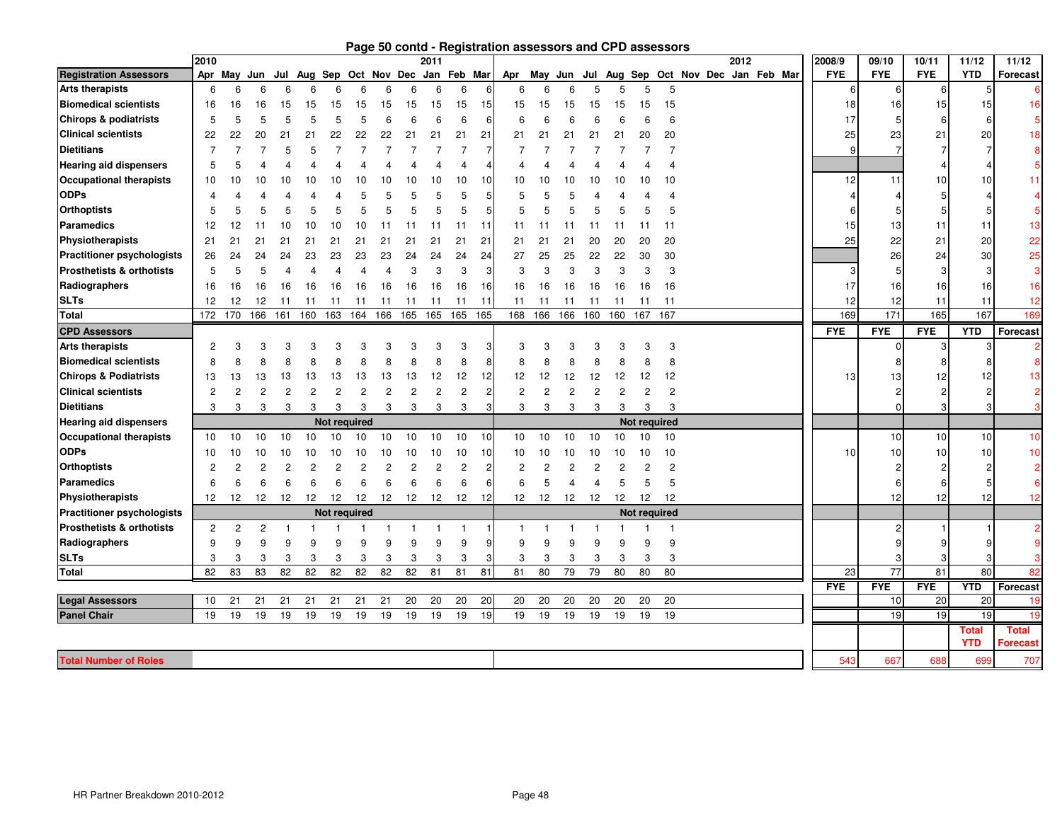# Page 50 contd - Registration assessors and CPD assessors

| Registration Assessors | 2010 Apr | May | Jun | Jul | Aug | Sep | Oct | Nov | Dec | 2011 Jan | Feb | Mar | Apr | May | Jun | Jul | Aug | Sep | Oct | Nov | Dec | 2012 Jan | Feb | Mar | 2008/9 FYE | 09/10 FYE | 10/11 FYE | 11/12 YTD | 11/12 Forecast |
|---|---|---|---|---|---|---|---|---|---|---|---|---|---|---|---|---|---|---|---|---|---|---|---|---|---|---|---|---|---|
| Arts therapists | 6 | 6 | 6 | 6 | 6 | 6 | 6 | 6 | 6 | 6 | 6 | 6 | 6 | 6 | 6 | 5 | 5 | 5 | 5 | | | | | | 6 | 6 | 6 | 5 | 6 |
| Biomedical scientists | 16 | 16 | 16 | 15 | 15 | 15 | 15 | 15 | 15 | 15 | 15 | 15 | 15 | 15 | 15 | 15 | 15 | 15 | 15 | | | | | | 18 | 16 | 15 | 15 | 16 |
| Chirops & podiatrists | 5 | 5 | 5 | 5 | 5 | 5 | 5 | 6 | 6 | 6 | 6 | 6 | 6 | 6 | 6 | 6 | 6 | 6 | 6 | | | | | | 17 | 5 | 6 | 6 | 5 |
| Clinical scientists | 22 | 22 | 20 | 21 | 21 | 22 | 22 | 22 | 21 | 21 | 21 | 21 | 21 | 21 | 21 | 21 | 21 | 20 | 20 | | | | | | 25 | 23 | 21 | 20 | 18 |
| Dietitians | 7 | 7 | 7 | 5 | 5 | 7 | 7 | 7 | 7 | 7 | 7 | 7 | 7 | 7 | 7 | 7 | 7 | 7 | 7 | | | | | | 9 | 7 | 7 | 7 | 8 |
| Hearing aid dispensers | 5 | 5 | 4 | 4 | 4 | 4 | 4 | 4 | 4 | 4 | 4 | 4 | 4 | 4 | 4 | 4 | 4 | 4 | 4 | | | | | | | | 4 | 4 | 5 |
| Occupational therapists | 10 | 10 | 10 | 10 | 10 | 10 | 10 | 10 | 10 | 10 | 10 | 10 | 10 | 10 | 10 | 10 | 10 | 10 | 10 | | | | | | 12 | 11 | 10 | 10 | 11 |
| ODPs | 4 | 4 | 4 | 4 | 4 | 4 | 5 | 5 | 5 | 5 | 5 | 5 | 5 | 5 | 5 | 4 | 4 | 4 | 4 | | | | | | 4 | 4 | 5 | 4 | 4 |
| Orthoptists | 5 | 5 | 5 | 5 | 5 | 5 | 5 | 5 | 5 | 5 | 5 | 5 | 5 | 5 | 5 | 5 | 5 | 5 | 5 | | | | | | 6 | 5 | 5 | 5 | 5 |
| Paramedics | 12 | 12 | 11 | 10 | 10 | 10 | 10 | 11 | 11 | 11 | 11 | 11 | 11 | 11 | 11 | 11 | 11 | 11 | 11 | | | | | | 15 | 13 | 11 | 11 | 13 |
| Physiotherapists | 21 | 21 | 21 | 21 | 21 | 21 | 21 | 21 | 21 | 21 | 21 | 21 | 21 | 21 | 21 | 20 | 20 | 20 | 20 | | | | | | 25 | 22 | 21 | 20 | 22 |
| Practitioner psychologists | 26 | 24 | 24 | 24 | 23 | 23 | 23 | 23 | 24 | 24 | 24 | 24 | 27 | 25 | 25 | 22 | 22 | 30 | 30 | | | | | | | 26 | 24 | 30 | 25 |
| Prosthetists & orthotists | 5 | 5 | 5 | 4 | 4 | 4 | 4 | 4 | 3 | 3 | 3 | 3 | 3 | 3 | 3 | 3 | 3 | 3 | 3 | | | | | | 3 | 5 | 3 | 3 | 3 |
| Radiographers | 16 | 16 | 16 | 16 | 16 | 16 | 16 | 16 | 16 | 16 | 16 | 16 | 16 | 16 | 16 | 16 | 16 | 16 | 16 | | | | | | 17 | 16 | 16 | 16 | 16 |
| SLTs | 12 | 12 | 12 | 11 | 11 | 11 | 11 | 11 | 11 | 11 | 11 | 11 | 11 | 11 | 11 | 11 | 11 | 11 | 11 | | | | | | 12 | 12 | 11 | 11 | 12 |
| **Total** | 172 | 170 | 166 | 161 | 160 | 163 | 164 | 166 | 165 | 165 | 165 | 165 | 168 | 166 | 166 | 160 | 160 | 167 | 167 | | | | | | 169 | 171 | 165 | 167 | 169 |
| **CPD Assessors** | | | | | | | | | | | | | | | | | | | | | | | | | FYE | FYE | FYE | YTD | Forecast |
| Arts therapists | 2 | 3 | 3 | 3 | 3 | 3 | 3 | 3 | 3 | 3 | 3 | 3 | 3 | 3 | 3 | 3 | 3 | 3 | 3 | | | | | | | 0 | 3 | 3 | 2 |
| Biomedical scientists | 8 | 8 | 8 | 8 | 8 | 8 | 8 | 8 | 8 | 8 | 8 | 8 | 8 | 8 | 8 | 8 | 8 | 8 | 8 | | | | | | | 8 | 8 | 8 | 8 |
| Chirops & Podiatrists | 13 | 13 | 13 | 13 | 13 | 13 | 13 | 13 | 13 | 12 | 12 | 12 | 12 | 12 | 12 | 12 | 12 | 12 | 12 | | | | | | 13 | 13 | 12 | 12 | 13 |
| Clinical scientists | 2 | 2 | 2 | 2 | 2 | 2 | 2 | 2 | 2 | 2 | 2 | 2 | 2 | 2 | 2 | 2 | 2 | 2 | 2 | | | | | | | 2 | 2 | 2 | 2 |
| Dietitians | 3 | 3 | 3 | 3 | 3 | 3 | 3 | 3 | 3 | 3 | 3 | 3 | 3 | 3 | 3 | 3 | 3 | 3 | 3 | | | | | | | 0 | 3 | 3 | 3 |
| Hearing aid dispensers | Not required | | | | | | | | | | | | Not required | | | | | | | | | | | | | | | | |
| Occupational therapists | 10 | 10 | 10 | 10 | 10 | 10 | 10 | 10 | 10 | 10 | 10 | 10 | 10 | 10 | 10 | 10 | 10 | 10 | 10 | | | | | | | 10 | 10 | 10 | 10 |
| ODPs | 10 | 10 | 10 | 10 | 10 | 10 | 10 | 10 | 10 | 10 | 10 | 10 | 10 | 10 | 10 | 10 | 10 | 10 | 10 | | | | | | 10 | 10 | 10 | 10 | 10 |
| Orthoptists | 2 | 2 | 2 | 2 | 2 | 2 | 2 | 2 | 2 | 2 | 2 | 2 | 2 | 2 | 2 | 2 | 2 | 2 | 2 | | | | | | | 2 | 2 | 2 | 2 |
| Paramedics | 6 | 6 | 6 | 6 | 6 | 6 | 6 | 6 | 6 | 6 | 6 | 6 | 6 | 5 | 4 | 4 | 5 | 5 | 5 | | | | | | | 6 | 6 | 5 | 6 |
| Physiotherapists | 12 | 12 | 12 | 12 | 12 | 12 | 12 | 12 | 12 | 12 | 12 | 12 | 12 | 12 | 12 | 12 | 12 | 12 | 12 | | | | | | | 12 | 12 | 12 | 12 |
| Practitioner psychologists | Not required | | | | | | | | | | | | Not required | | | | | | | | | | | | | | | | |
| Prosthetists & orthotists | 2 | 2 | 2 | 1 | 1 | 1 | 1 | 1 | 1 | 1 | 1 | 1 | 1 | 1 | 1 | 1 | 1 | 1 | 1 | | | | | | | 2 | 1 | 1 | 2 |
| Radiographers | 9 | 9 | 9 | 9 | 9 | 9 | 9 | 9 | 9 | 9 | 9 | 9 | 9 | 9 | 9 | 9 | 9 | 9 | 9 | | | | | | | 9 | 9 | 9 | 9 |
| SLTs | 3 | 3 | 3 | 3 | 3 | 3 | 3 | 3 | 3 | 3 | 3 | 3 | 3 | 3 | 3 | 3 | 3 | 3 | 3 | | | | | | | 3 | 3 | 3 | 3 |
| **Total** | 82 | 83 | 83 | 82 | 82 | 82 | 82 | 82 | 82 | 81 | 81 | 81 | 81 | 80 | 79 | 79 | 80 | 80 | 80 | | | | | | 23 | 77 | 81 | 80 | 82 |
| | | | | | | | | | | | | | | | | | | | | | | | | | FYE | FYE | FYE | YTD | Forecast |
| **Legal Assessors** | 10 | 21 | 21 | 21 | 21 | 21 | 21 | 21 | 20 | 20 | 20 | 20 | 20 | 20 | 20 | 20 | 20 | 20 | 20 | | | | | | | 10 | 20 | 20 | 19 |
| **Panel Chair** | 19 | 19 | 19 | 19 | 19 | 19 | 19 | 19 | 19 | 19 | 19 | 19 | 19 | 19 | 19 | 19 | 19 | 19 | 19 | | | | | | | 19 | 19 | 19 | 19 |
| | | | | | | | | | | | | | | | | | | | | | | | | | | | | Total YTD | Total Forecast |
| **Total Number of Roles** | | | | | | | | | | | | | | | | | | | | | | | | | 543 | 667 | 688 | 699 | 707 |